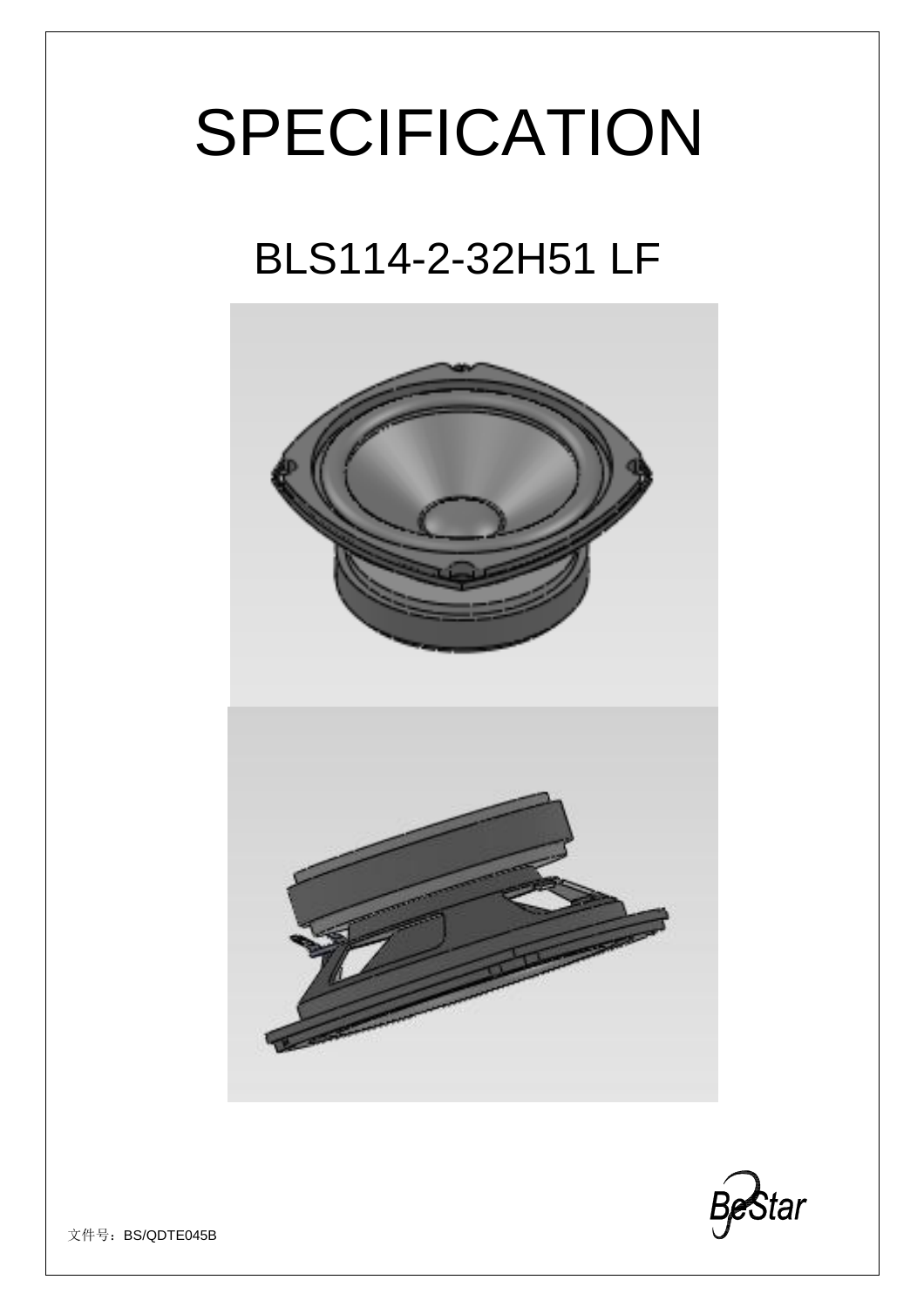# SPECIFICATION

## BLS114-2-32H51 LF

BeStar

文件号：BS/QDTE045B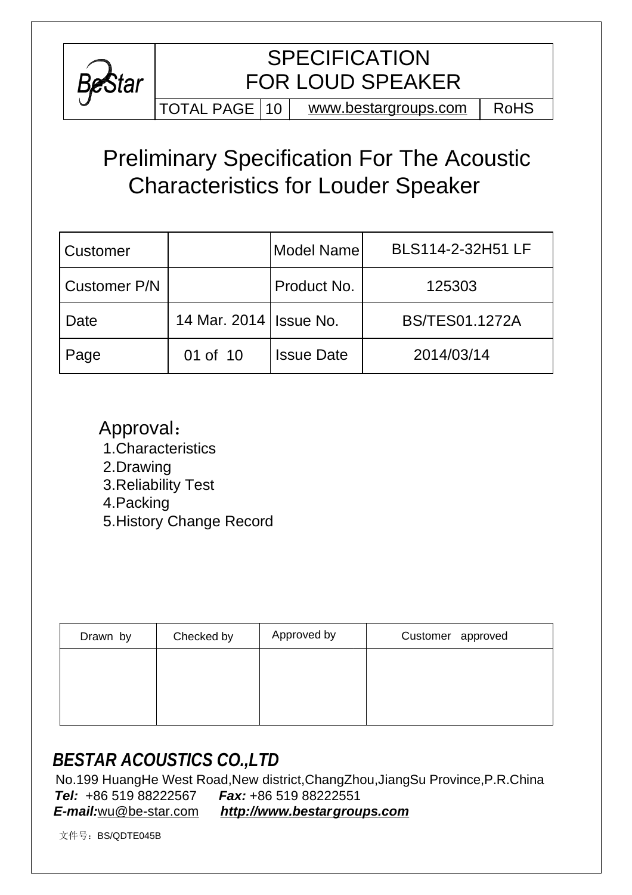| BeStar | SPECIFICATION FOR LOUD SPEAKER | | |
|---|---|---|---|
| | TOTAL PAGE 10 | www.bestargroups.com | RoHS |

# Preliminary Specification For The Acoustic Characteristics for Louder Speaker

| Customer | | Model Name | BLS114-2-32H51 LF |
|---|---|---|---|
| Customer P/N | | Product No. | 125303 |
| Date | 14 Mar. 2014 | Issue No. | BS/TES01.1272A |
| Page | 01 of 10 | Issue Date | 2014/03/14 |

Approval：

1.Characteristics
2.Drawing
3.Reliability Test
4.Packing
5.History Change Record

| Drawn by | Checked by | Approved by | Customer approved |
|---|---|---|---|
| | | | |

## *BESTAR ACOUSTICS CO.,LTD*

No.199 HuangHe West Road,New district,ChangZhou,JiangSu Province,P.R.China
***Tel:*** +86 519 88222567 ***Fax:*** +86 519 88222551
***E-mail:***wu@be-star.com ***http://www.bestargroups.com***

文件号：BS/QDTE045B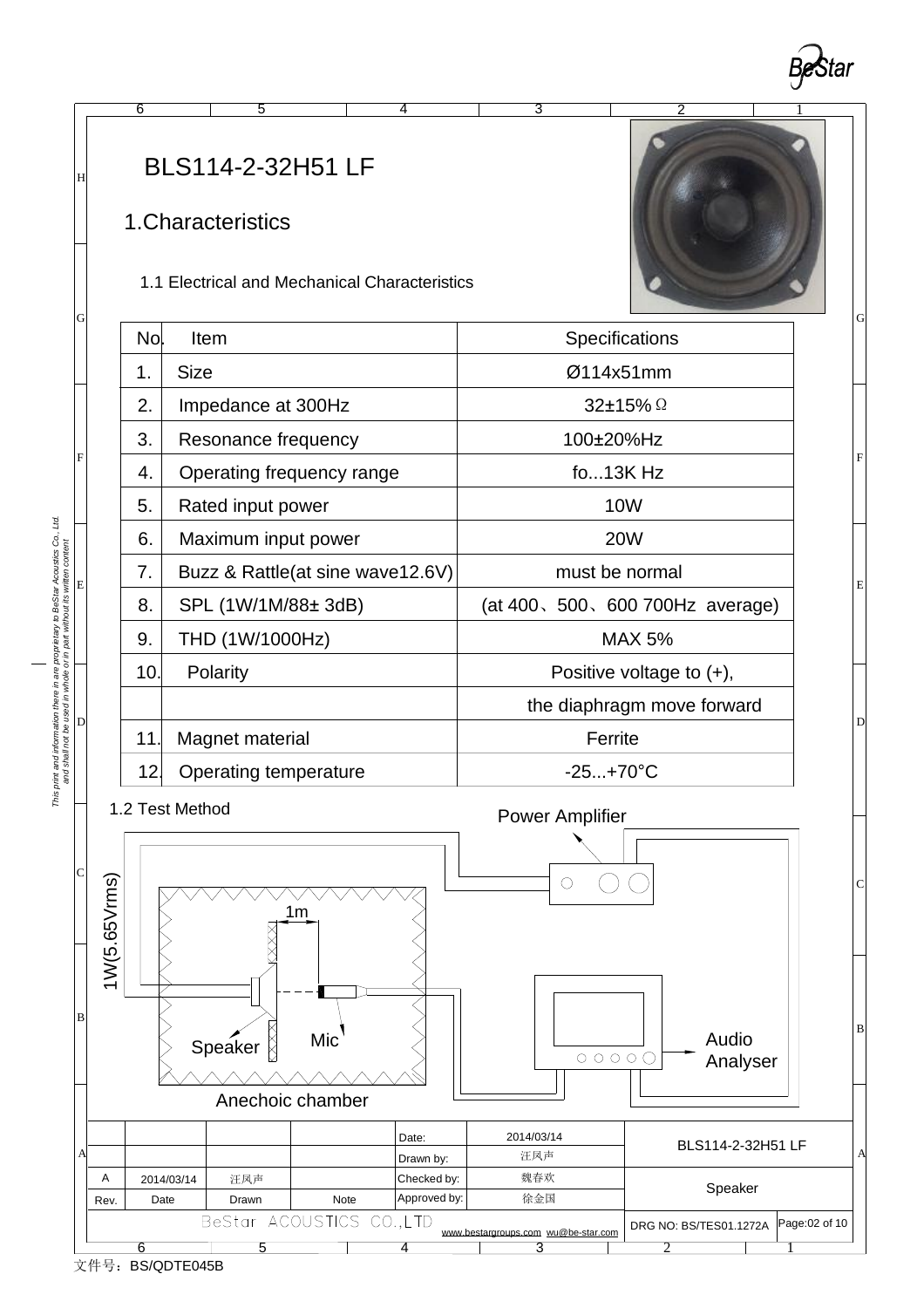# BLS114-2-32H51 LF

## 1.Characteristics

### 1.1 Electrical and Mechanical Characteristics

| No. | Item | Specifications |
|---|---|---|
| 1. | Size | Ø114x51mm |
| 2. | Impedance at 300Hz | 32±15% Ω |
| 3. | Resonance frequency | 100±20%Hz |
| 4. | Operating frequency range | fo...13K Hz |
| 5. | Rated input power | 10W |
| 6. | Maximum input power | 20W |
| 7. | Buzz & Rattle(at sine wave12.6V) | must be normal |
| 8. | SPL (1W/1M/88± 3dB) | (at 400、500、600 700Hz average) |
| 9. | THD (1W/1000Hz) | MAX 5% |
| 10. | Polarity | Positive voltage to (+), |
| | | the diaphragm move forward |
| 11. | Magnet material | Ferrite |
| 12. | Operating temperature | -25...+70°C |

### 1.2 Test Method

Power Amplifier

1W(5.65Vrms)

1m

Speaker

Mic

Audio Analyser

Anechoic chamber

| | | | | Date: | 2014/03/14 | BLS114-2-32H51 LF |
|---|---|---|---|---|---|---|
| | | | | Drawn by: | 汪风声 | |
| A | 2014/03/14 | 汪风声 | | Checked by: | 魏春欢 | Speaker |
| Rev. | Date | Drawn | Note | Approved by: | 徐金国 | |

BeStar ACOUSTICS CO.,LTD www.bestargroups.com wu@be-star.com DRG NO: BS/TES01.1272A

*This print and information there in are proprietary to BeStar Acoustics Co., Ltd. and shall not be used in whole or in part without its written content*

文件号：BS/QDTE045B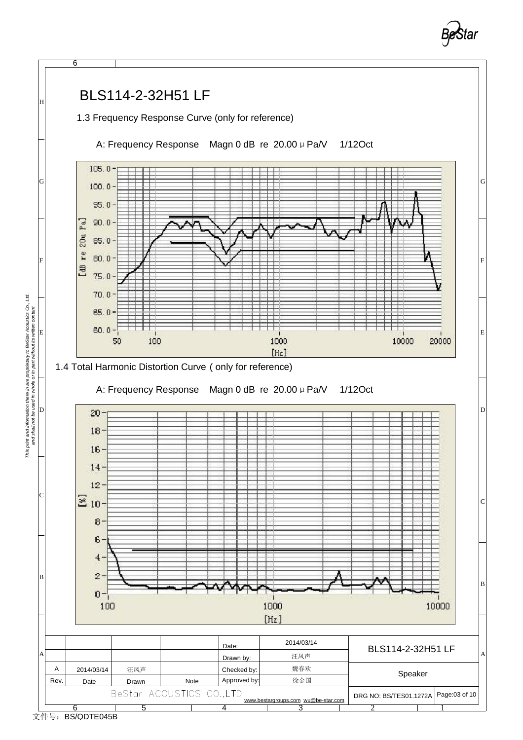# BLS114-2-32H51 LF

1.3 Frequency Response Curve (only for reference)

A: Frequency Response Magn 0 dB re 20.00 μ Pa/V 1/12Oct

1.4 Total Harmonic Distortion Curve ( only for reference)

A: Frequency Response Magn 0 dB re 20.00 μ Pa/V 1/12Oct

|  |  |  |  | Date: | 2014/03/14 | BLS114-2-32H51 LF |  |
|---|---|---|---|---|---|---|---|
|  |  |  |  | Drawn by: | 汪风声 |  |  |
| A | 2014/03/14 | 汪风声 |  | Checked by: | 魏春欢 | Speaker |  |
| Rev. | Date | Drawn | Note | Approved by: | 徐金国 |  |  |
| BeStar ACOUSTICS CO.,LTD |  |  |  | www.bestargroups.com wu@be-star.com |  | DRG NO: BS/TES01.1272A | Page:03 of 10 |

This print and information there in are proprietary to BeStar Acoustics Co., Ltd. and shall not be used in whole or in part without its written content

文件号：BS/QDTE045B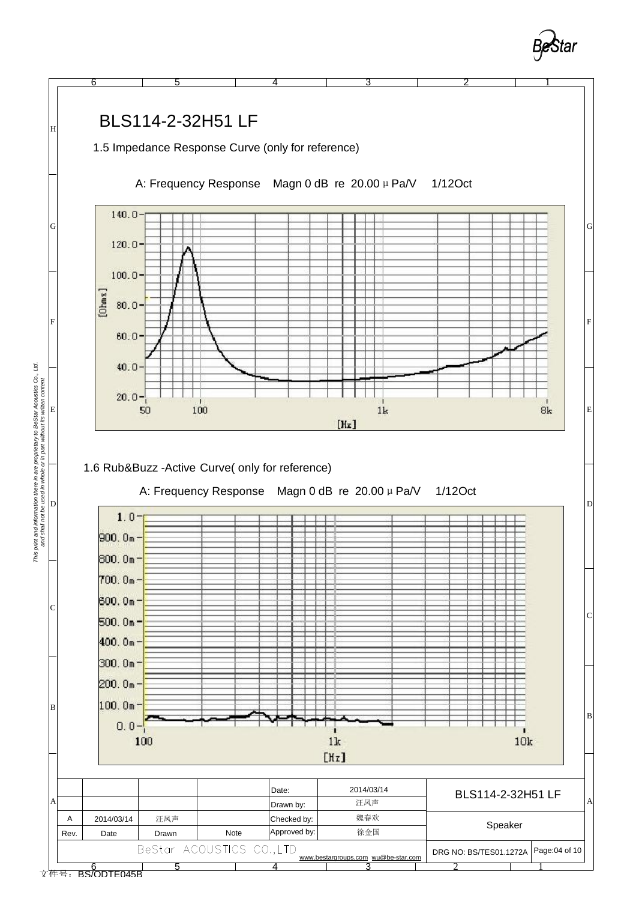# BLS114-2-32H51 LF

## 1.5 Impedance Response Curve (only for reference)

A: Frequency Response Magn 0 dB re 20.00 μ Pa/V 1/12Oct

## 1.6 Rub&Buzz -Active Curve( only for reference)

A: Frequency Response Magn 0 dB re 20.00 μ Pa/V 1/12Oct

| | | | | Date: | 2014/03/14 | BLS114-2-32H51 LF | |
|---|---|---|---|---|---|---|---|
| | | | | Drawn by: | 汪风声 | | |
| A | 2014/03/14 | 汪风声 | | Checked by: | 魏春欢 | Speaker | |
| Rev. | Date | Drawn | Note | Approved by: | 徐金国 | | |
| BeStar ACOUSTICS CO.,LTD | | | | | www.bestargroups.com wu@be-star.com | DRG NO: BS/TES01.1272A | Page:04 of 10 |

*This print and information there in are proprietary to BeStar Acoustics Co., Ltd. and shall not be used in whole or in part without its written content*

文件号：BS/QDTF045B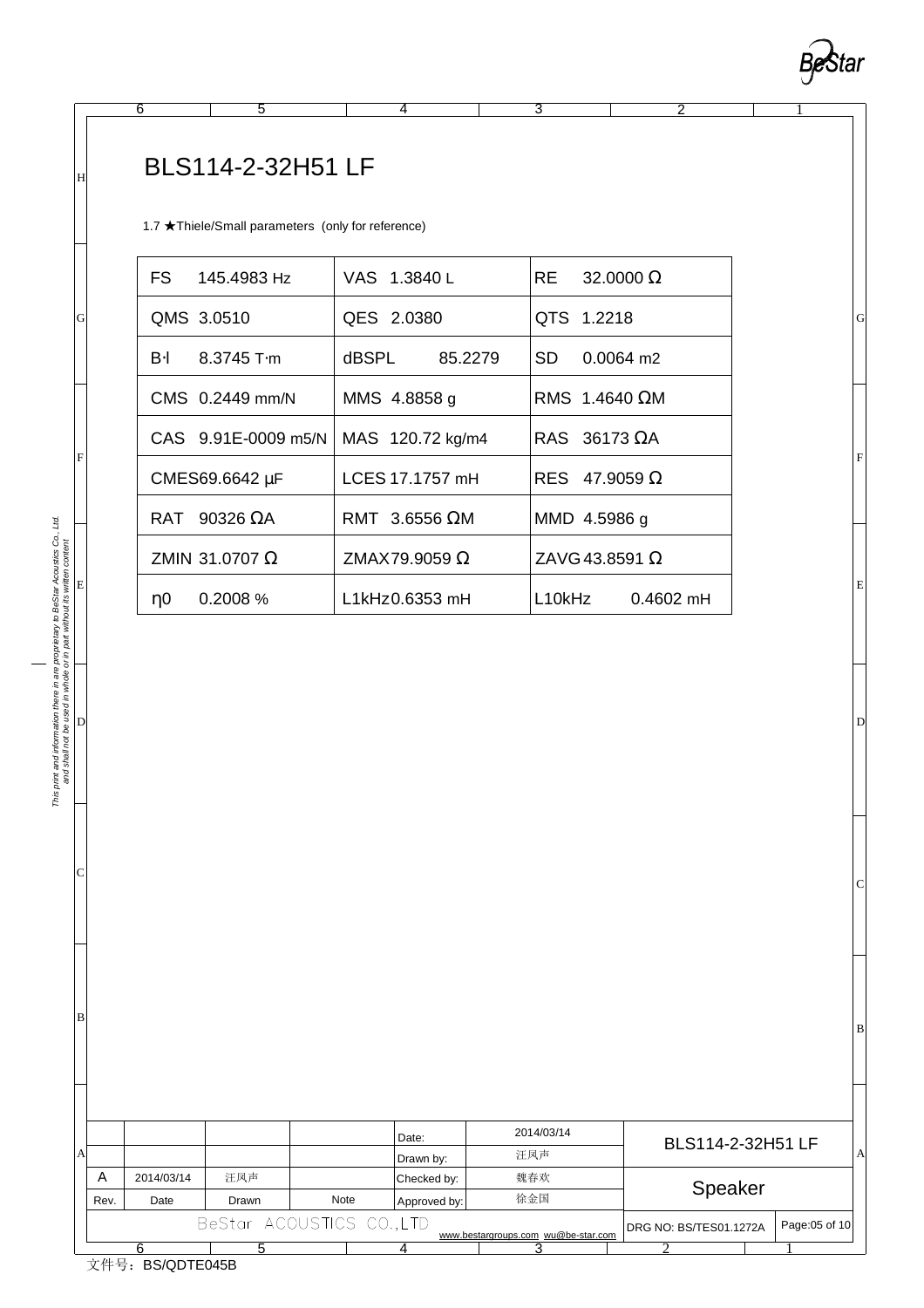# BLS114-2-32H51 LF

1.7 ★Thiele/Small parameters (only for reference)

| | | |
|---|---|---|
| FS 145.4983 Hz | VAS 1.3840 L | RE 32.0000 Ω |
| QMS 3.0510 | QES 2.0380 | QTS 1.2218 |
| B·l 8.3745 T·m | dBSPL 85.2279 | SD 0.0064 m2 |
| CMS 0.2449 mm/N | MMS 4.8858 g | RMS 1.4640 ΩM |
| CAS 9.91E-0009 m5/N | MAS 120.72 kg/m4 | RAS 36173 ΩA |
| CMES69.6642 μF | LCES 17.1757 mH | RES 47.9059 Ω |
| RAT 90326 ΩA | RMT 3.6556 ΩM | MMD 4.5986 g |
| ZMIN 31.0707 Ω | ZMAX79.9059 Ω | ZAVG 43.8591 Ω |
| η0 0.2008 % | L1kHz0.6353 mH | L10kHz 0.4602 mH |

| | | | | | | |
|---|---|---|---|---|---|---|
| | | | | Date: | 2014/03/14 | BLS114-2-32H51 LF |
| | | | | Drawn by: | 汪风声 | |
| A | 2014/03/14 | 汪风声 | | Checked by: | 魏春欢 | Speaker |
| Rev. | Date | Drawn | Note | Approved by: | 徐金国 | |

BeStar ACOUSTICS CO.,LTD www.bestargroups.com wu@be-star.com DRG NO: BS/TES01.1272A

文件号：BS/QDTE045B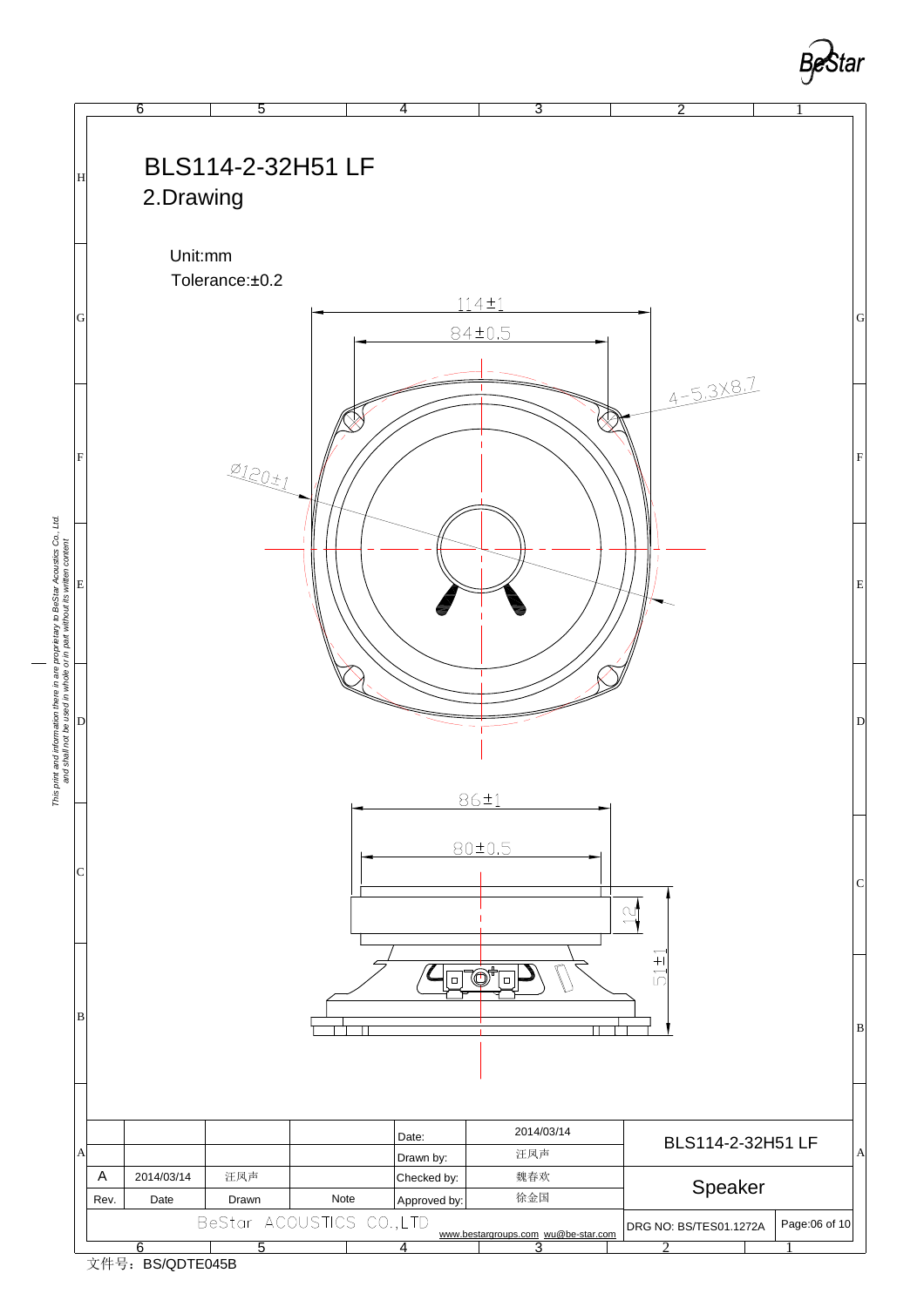# BLS114-2-32H51 LF

## 2.Drawing

Unit:mm

Tolerance:±0.2

114±1

84±0.5

4-5.3X8.7

Ø120±1

86±1

80±0.5

12

51±1

| | | | | Date: | 2014/03/14 | BLS114-2-32H51 LF | |
|---|---|---|---|---|---|---|---|
| | | | | Drawn by: | 汪凤声 | | |
| A | 2014/03/14 | 汪凤声 | | Checked by: | 魏春欢 | Speaker | |
| Rev. | Date | Drawn | Note | Approved by: | 徐金国 | | |
| BeStar ACOUSTICS CO.,LTD | | | | www.bestargroups.com wu@be-star.com | | DRG NO: BS/TES01.1272A | Page:06 of 10 |

This print and information there in are proprietary to BeStar Acoustics Co., Ltd. and shall not be used in whole or in part without its written content

文件号：BS/QDTE045B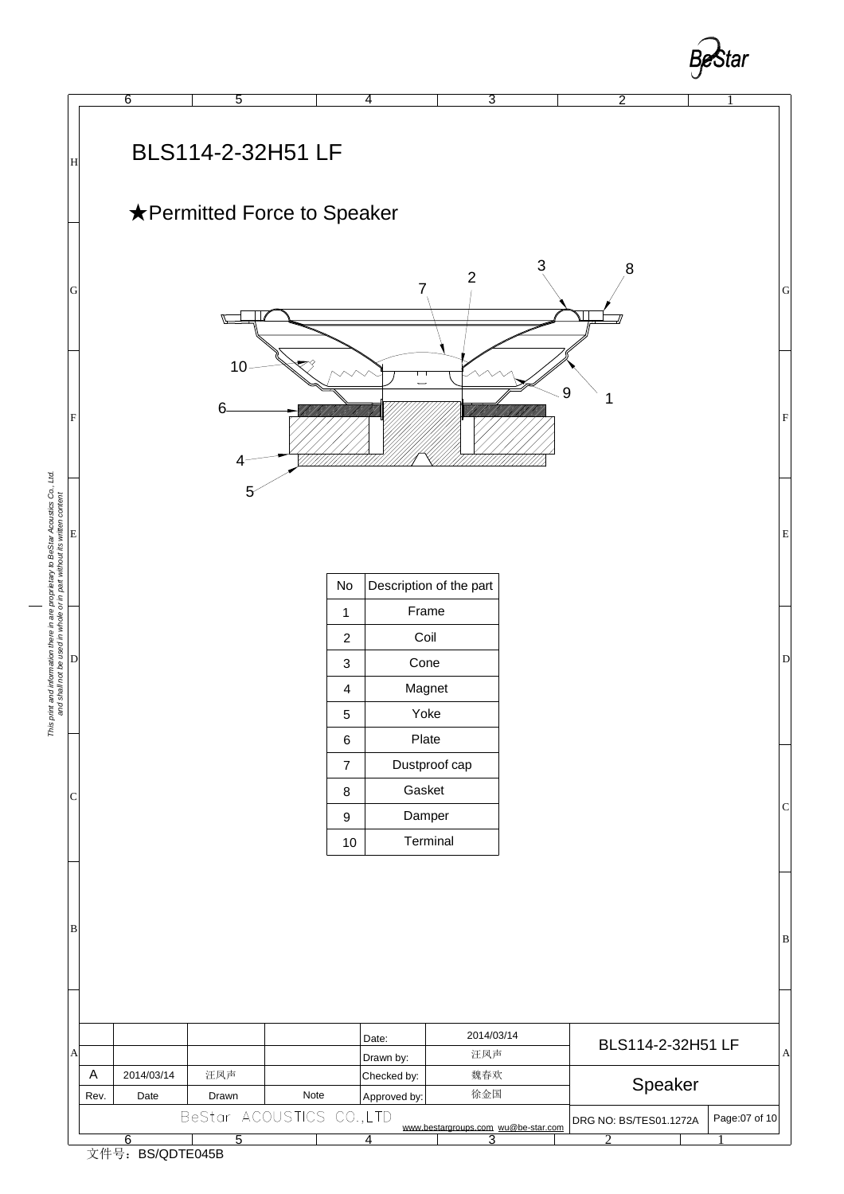# BLS114-2-32H51 LF

## ★Permitted Force to Speaker

| No | Description of the part |
|---|---|
| 1 | Frame |
| 2 | Coil |
| 3 | Cone |
| 4 | Magnet |
| 5 | Yoke |
| 6 | Plate |
| 7 | Dustproof cap |
| 8 | Gasket |
| 9 | Damper |
| 10 | Terminal |

| | | | | Date: | 2014/03/14 | BLS114-2-32H51 LF | |
|---|---|---|---|---|---|---|---|
| | | | | Drawn by: | 汪凤声 | | |
| A | 2014/03/14 | 汪凤声 | | Checked by: | 魏春欢 | Speaker | |
| Rev. | Date | Drawn | Note | Approved by: | 徐金国 | | |

BeStar ACOUSTICS CO.,LTD www.bestargroups.com wu@be-star.com DRG NO: BS/TES01.1272A Page:07 of 10

This print and information there in are proprietary to BeStar Acoustics Co., Ltd. and shall not be used in whole or in part without its written content

文件号：BS/QDTE045B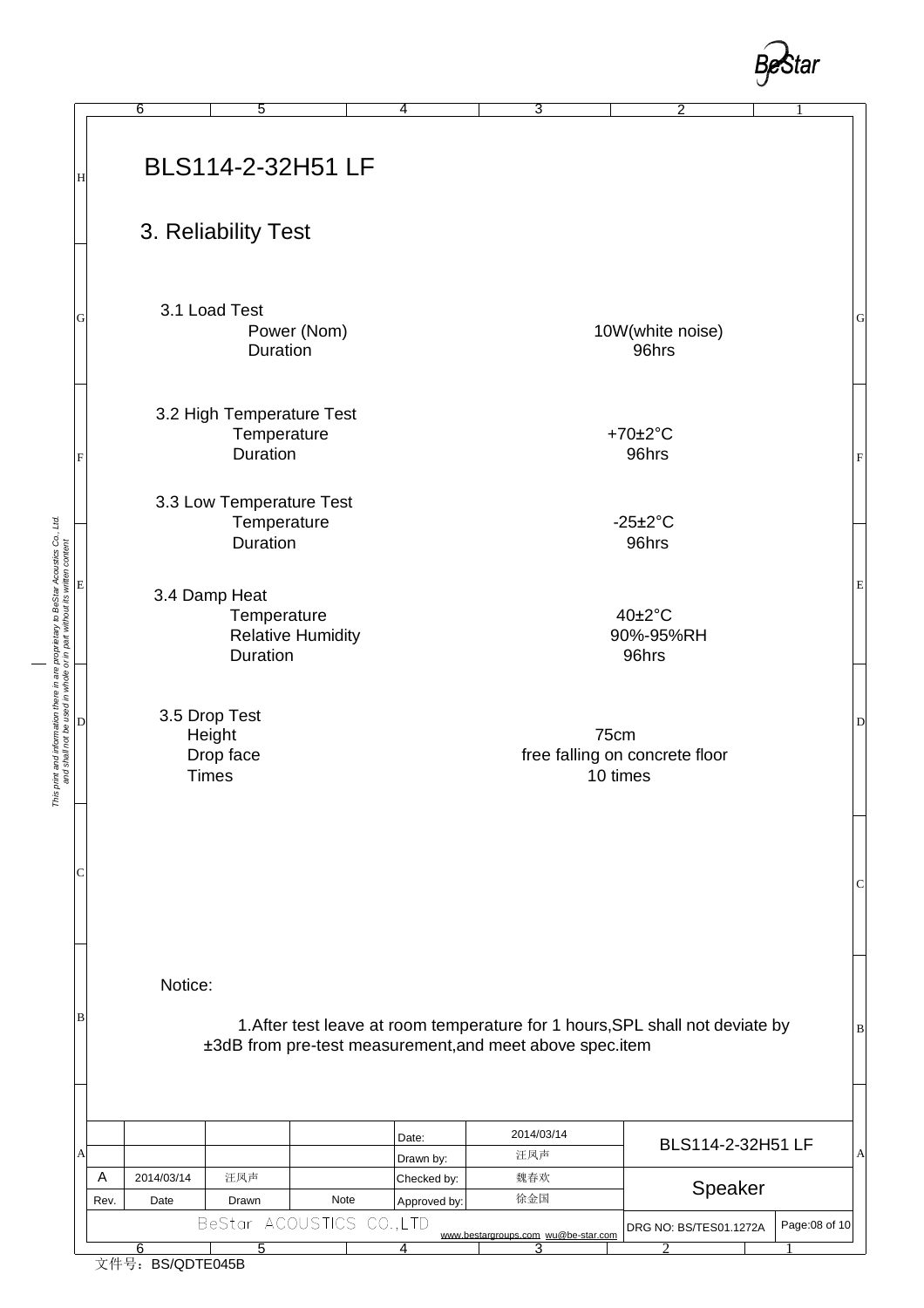# BLS114-2-32H51 LF

## 3. Reliability Test

### 3.1 Load Test

| | |
|---|---|
| Power (Nom) | 10W(white noise) |
| Duration | 96hrs |

### 3.2 High Temperature Test

| | |
|---|---|
| Temperature | +70±2°C |
| Duration | 96hrs |

### 3.3 Low Temperature Test

| | |
|---|---|
| Temperature | -25±2°C |
| Duration | 96hrs |

### 3.4 Damp Heat

| | |
|---|---|
| Temperature | 40±2°C |
| Relative Humidity | 90%-95%RH |
| Duration | 96hrs |

### 3.5 Drop Test

| | |
|---|---|
| Height | 75cm |
| Drop face | free falling on concrete floor |
| Times | 10 times |

Notice:

1.After test leave at room temperature for 1 hours,SPL shall not deviate by ±3dB from pre-test measurement,and meet above spec.item

| | | | | Date: | 2014/03/14 | BLS114-2-32H51 LF | |
|---|---|---|---|---|---|---|---|
| | | | | Drawn by: | 汪凤声 | | |
| A | 2014/03/14 | 汪凤声 | | Checked by: | 魏春欢 | Speaker | |
| Rev. | Date | Drawn | Note | Approved by: | 徐金国 | | |
| BeStar ACOUSTICS CO.,LTD | | | | | www.bestargroups.com wu@be-star.com | DRG NO: BS/TES01.1272A | Page:08 of 10 |

文件号：BS/QDTE045B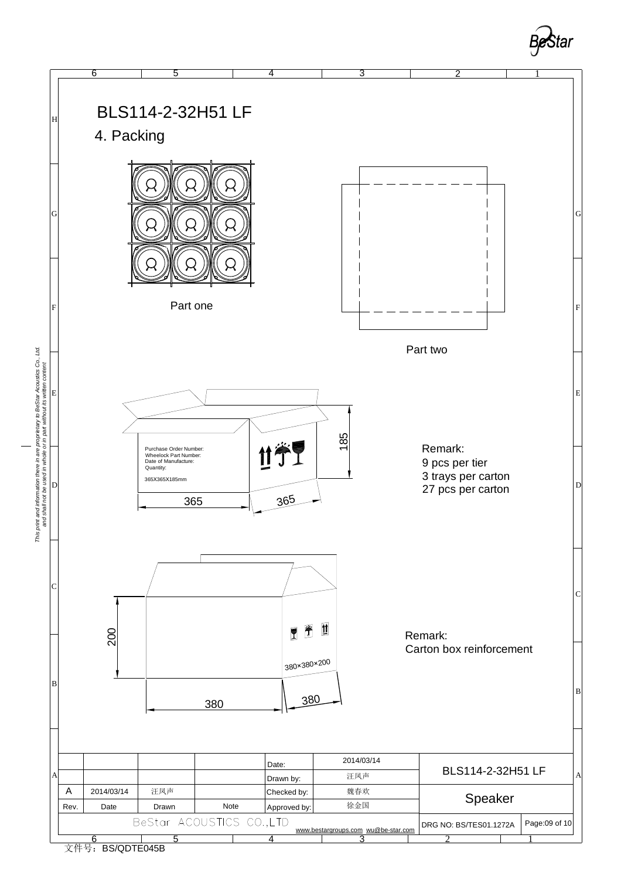# BLS114-2-32H51 LF

## 4. Packing

Part one

Part two

Purchase Order Number:
Wheelock Part Number:
Date of Manufacture:
Quantity:
365X365X185mm

185

365

365

Remark:
9 pcs per tier
3 trays per carton
27 pcs per carton

200

380×380×200

380

380

Remark:
Carton box reinforcement

This print and information there in are proprietary to BeStar Acoustics Co., Ltd. and shall not be used in whole or in part without its written content

| | | | | Date: | 2014/03/14 | BLS114-2-32H51 LF | |
|---|---|---|---|---|---|---|---|
| | | | | Drawn by: | 汪风声 | | |
| A | 2014/03/14 | 汪风声 | | Checked by: | 魏春欢 | Speaker | |
| Rev. | Date | Drawn | Note | Approved by: | 徐金国 | | |
| BeStar ACOUSTICS CO.,LTD | | | | www.bestargroups.com wu@be-star.com | | DRG NO: BS/TES01.1272A | Page:09 of 10 |

文件号：BS/QDTE045B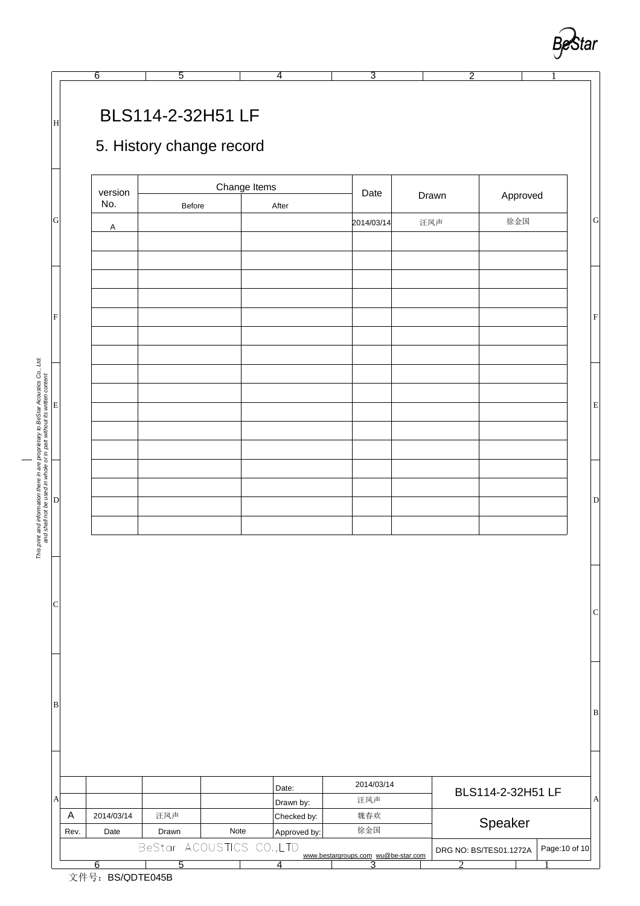# BLS114-2-32H51 LF

## 5. History change record

| version No. | Change Items | | Date | Drawn | Approved |
|---|---|---|---|---|---|
| | Before | After | | | |
| A | | | 2014/03/14 | 汪凤声 | 徐金国 |
| | | | | | |
| | | | | | |
| | | | | | |
| | | | | | |
| | | | | | |
| | | | | | |
| | | | | | |
| | | | | | |
| | | | | | |
| | | | | | |
| | | | | | |
| | | | | | |
| | | | | | |
| | | | | | |
| | | | | | |
| | | | | | |

*This print and information there in are proprietary to BeStar Acoustics Co., Ltd. and shall not be used in whole or in part without its written content*

| | | | | | | |
|---|---|---|---|---|---|---|
| | | | | Date: | 2014/03/14 | BLS114-2-32H51 LF |
| | | | | Drawn by: | 汪凤声 | |
| A | 2014/03/14 | 汪凤声 | | Checked by: | 魏春欢 | Speaker |
| Rev. | Date | Drawn | Note | Approved by: | 徐金国 | |

BeStar ACOUSTICS CO.,LTD

www.bestargroups.com wu@be-star.com

DRG NO: BS/TES01.1272A

文件号：BS/QDTE045B